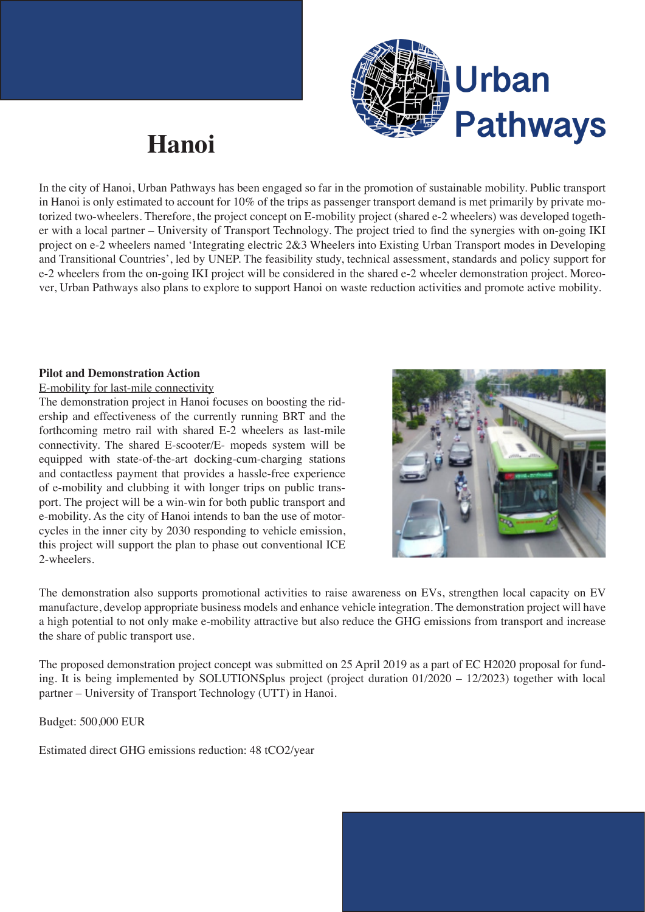# Hanoi

In the city of Hanoi, Urban Pathways has been engaged so far in the promotion of sustainable mobility. Public transport in Hanoi is only estimated to account for 10% of the trips as passenger transport demand is met primarily by private motorized two-wheelers. Therefore, the project concept on E-mobility project (shared e-2 wheelers) was developed together with a local partner – University of Transport Technology. The project tried to find the synergies with on-going IKI project on e-2 wheelers named 'Integrating electric 2&3 Wheelers into Existing Urban Transport modes in Developing and Transitional Countries', led by UNEP. The feasibility study, technical assessment, standards and policy support for e-2 wheelers from the on-going IKI project will be considered in the shared e-2 wheeler demonstration project. Moreover, Urban Pathways also plans to explore to support Hanoi on waste reduction activities and promote active mobility.

**Pilot and Demonstration Action**

E-mobility for last-mile connectivity

The demonstration project in Hanoi focuses on boosting the ridership and effectiveness of the currently running BRT and the forthcoming metro rail with shared E-2 wheelers as last-mile connectivity. The shared E-scooter/E- mopeds system will be equipped with state-of-the-art docking-cum-charging stations and contactless payment that provides a hassle-free experience of e-mobility and clubbing it with longer trips on public transport. The project will be a win-win for both public transport and e-mobility. As the city of Hanoi intends to ban the use of motorcycles in the inner city by 2030 responding to vehicle emission, this project will support the plan to phase out conventional ICE 2-wheelers.

The demonstration also supports promotional activities to raise awareness on EVs, strengthen local capacity on EV manufacture, develop appropriate business models and enhance vehicle integration. The demonstration project will have a high potential to not only make e-mobility attractive but also reduce the GHG emissions from transport and increase the share of public transport use.

The proposed demonstration project concept was submitted on 25 April 2019 as a part of EC H2020 proposal for funding. It is being implemented by SOLUTIONSplus project (project duration 01/2020 – 12/2023) together with local partner – University of Transport Technology (UTT) in Hanoi.

Budget: 500,000 EUR

Estimated direct GHG emissions reduction: 48 $tCO_2$/year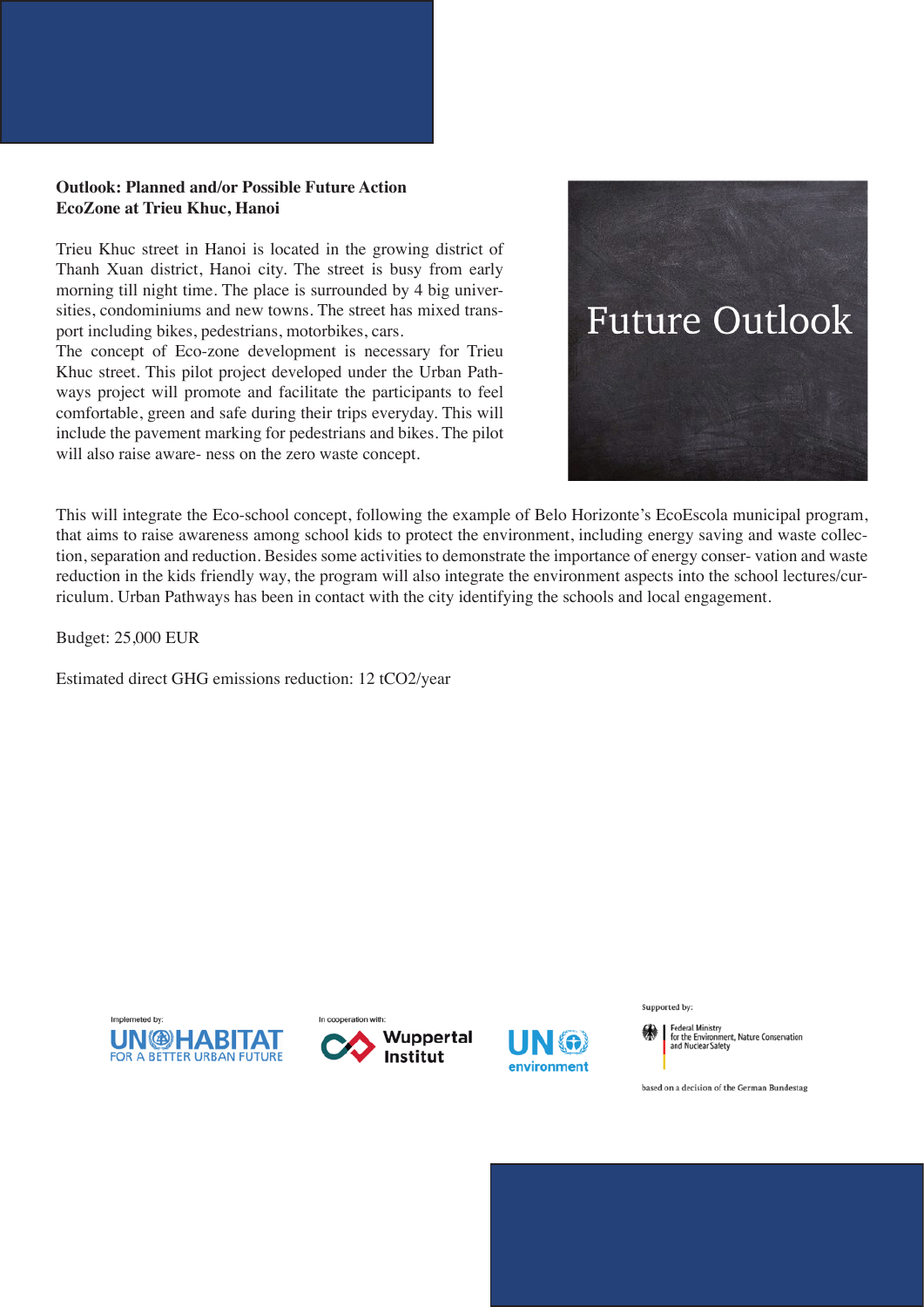**Outlook: Planned and/or Possible Future Action**
**EcoZone at Trieu Khuc, Hanoi**

Trieu Khuc street in Hanoi is located in the growing district of Thanh Xuan district, Hanoi city. The street is busy from early morning till night time. The place is surrounded by 4 big universities, condominiums and new towns. The street has mixed transport including bikes, pedestrians, motorbikes, cars.
The concept of Eco-zone development is necessary for Trieu Khuc street. This pilot project developed under the Urban Pathways project will promote and facilitate the participants to feel comfortable, green and safe during their trips everyday. This will include the pavement marking for pedestrians and bikes. The pilot will also raise aware- ness on the zero waste concept.

Future Outlook

This will integrate the Eco-school concept, following the example of Belo Horizonte's EcoEscola municipal program, that aims to raise awareness among school kids to protect the environment, including energy saving and waste collection, separation and reduction. Besides some activities to demonstrate the importance of energy conser- vation and waste reduction in the kids friendly way, the program will also integrate the environment aspects into the school lectures/curriculum. Urban Pathways has been in contact with the city identifying the schools and local engagement.

Budget: 25,000 EUR

Estimated direct GHG emissions reduction: 12 tCO2/year

Implemeted by: UN-HABITAT FOR A BETTER URBAN FUTURE

In cooperation with: Wuppertal Institut

UN environment

Supported by: Federal Ministry for the Environment, Nature Conservation and Nuclear Safety

based on a decision of the German Bundestag